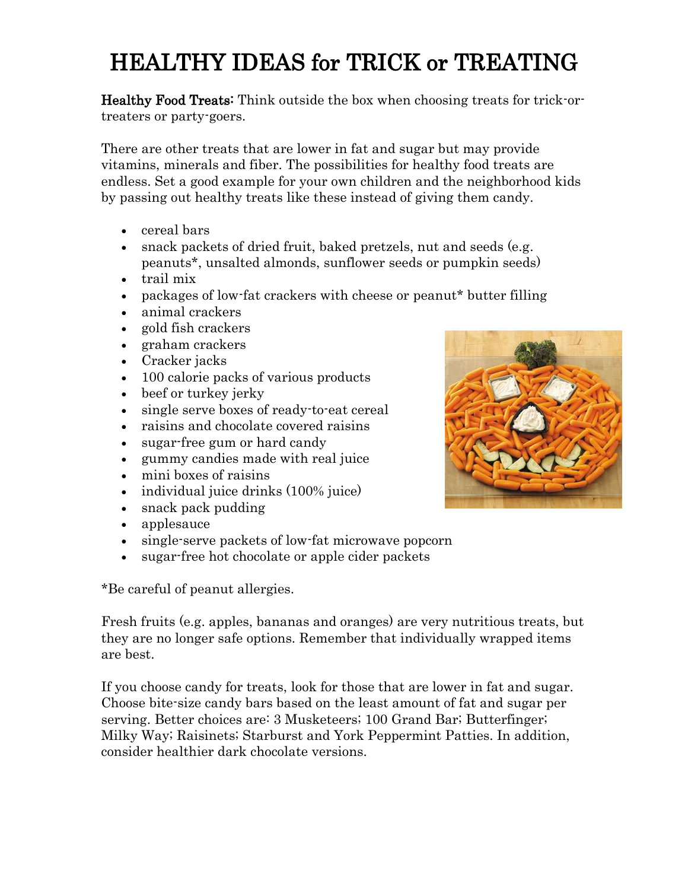# HEALTHY IDEAS for TRICK or TREATING

**Healthy Food Treats:** Think outside the box when choosing treats for trick-or-treaters or party-goers.

There are other treats that are lower in fat and sugar but may provide vitamins, minerals and fiber. The possibilities for healthy food treats are endless. Set a good example for your own children and the neighborhood kids by passing out healthy treats like these instead of giving them candy.

- cereal bars
- snack packets of dried fruit, baked pretzels, nut and seeds (e.g. peanuts*, unsalted almonds, sunflower seeds or pumpkin seeds)
- trail mix
- packages of low-fat crackers with cheese or peanut* butter filling
- animal crackers
- gold fish crackers
- graham crackers
- Cracker jacks
- 100 calorie packs of various products
- beef or turkey jerky
- single serve boxes of ready-to-eat cereal
- raisins and chocolate covered raisins
- sugar-free gum or hard candy
- gummy candies made with real juice
- mini boxes of raisins
- individual juice drinks (100% juice)
- snack pack pudding
- applesauce
- single-serve packets of low-fat microwave popcorn
- sugar-free hot chocolate or apple cider packets

*Be careful of peanut allergies.

Fresh fruits (e.g. apples, bananas and oranges) are very nutritious treats, but they are no longer safe options. Remember that individually wrapped items are best.

If you choose candy for treats, look for those that are lower in fat and sugar. Choose bite-size candy bars based on the least amount of fat and sugar per serving. Better choices are: 3 Musketeers; 100 Grand Bar; Butterfinger; Milky Way; Raisinets; Starburst and York Peppermint Patties. In addition, consider healthier dark chocolate versions.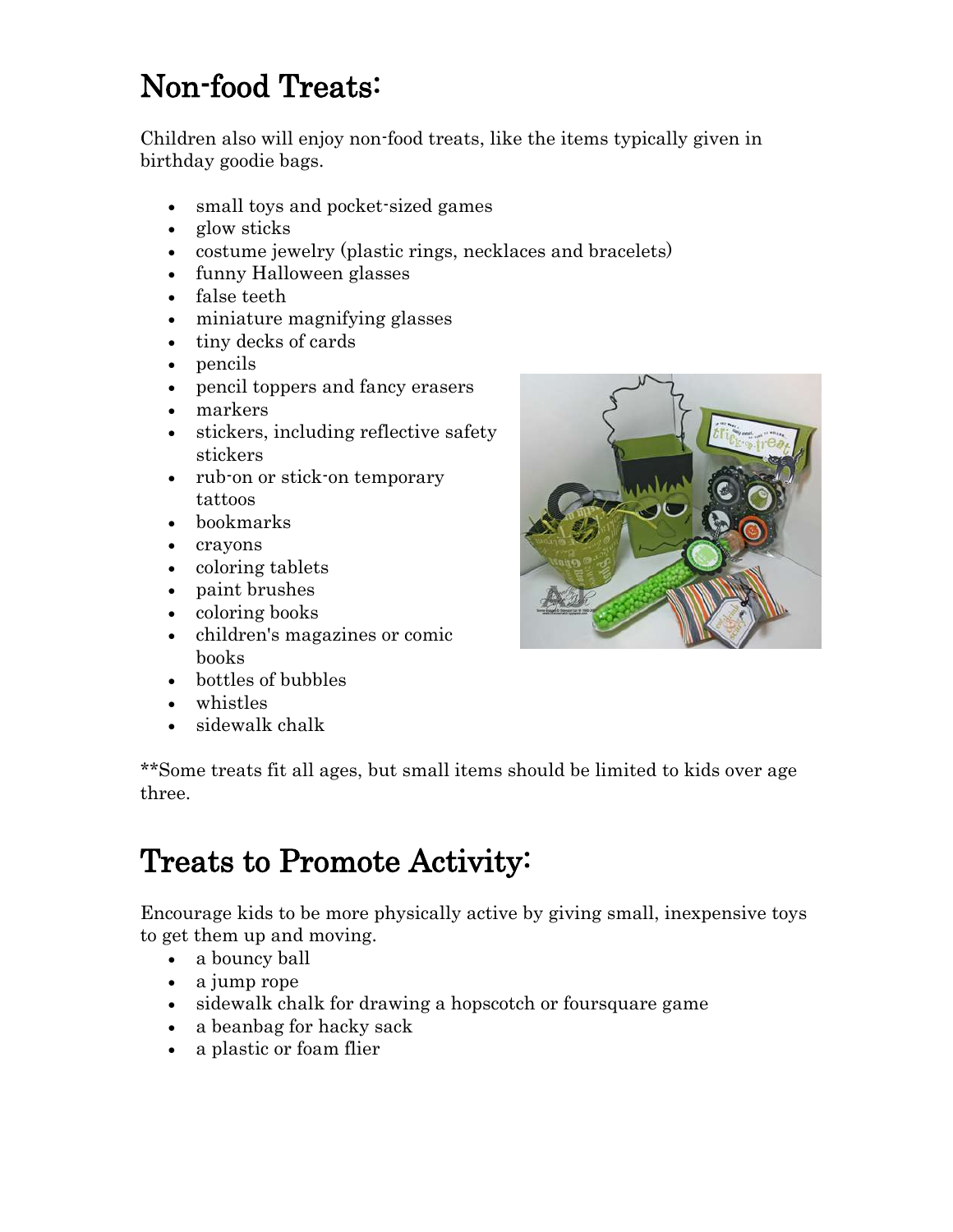# Non-food Treats:

Children also will enjoy non-food treats, like the items typically given in birthday goodie bags.

- small toys and pocket-sized games
- glow sticks
- costume jewelry (plastic rings, necklaces and bracelets)
- funny Halloween glasses
- false teeth
- miniature magnifying glasses
- tiny decks of cards
- pencils
- pencil toppers and fancy erasers
- markers
- stickers, including reflective safety stickers
- rub-on or stick-on temporary tattoos
- bookmarks
- crayons
- coloring tablets
- paint brushes
- coloring books
- children's magazines or comic books
- bottles of bubbles
- whistles
- sidewalk chalk

**Some treats fit all ages, but small items should be limited to kids over age three.

# Treats to Promote Activity:

Encourage kids to be more physically active by giving small, inexpensive toys to get them up and moving.

- a bouncy ball
- a jump rope
- sidewalk chalk for drawing a hopscotch or foursquare game
- a beanbag for hacky sack
- a plastic or foam flier